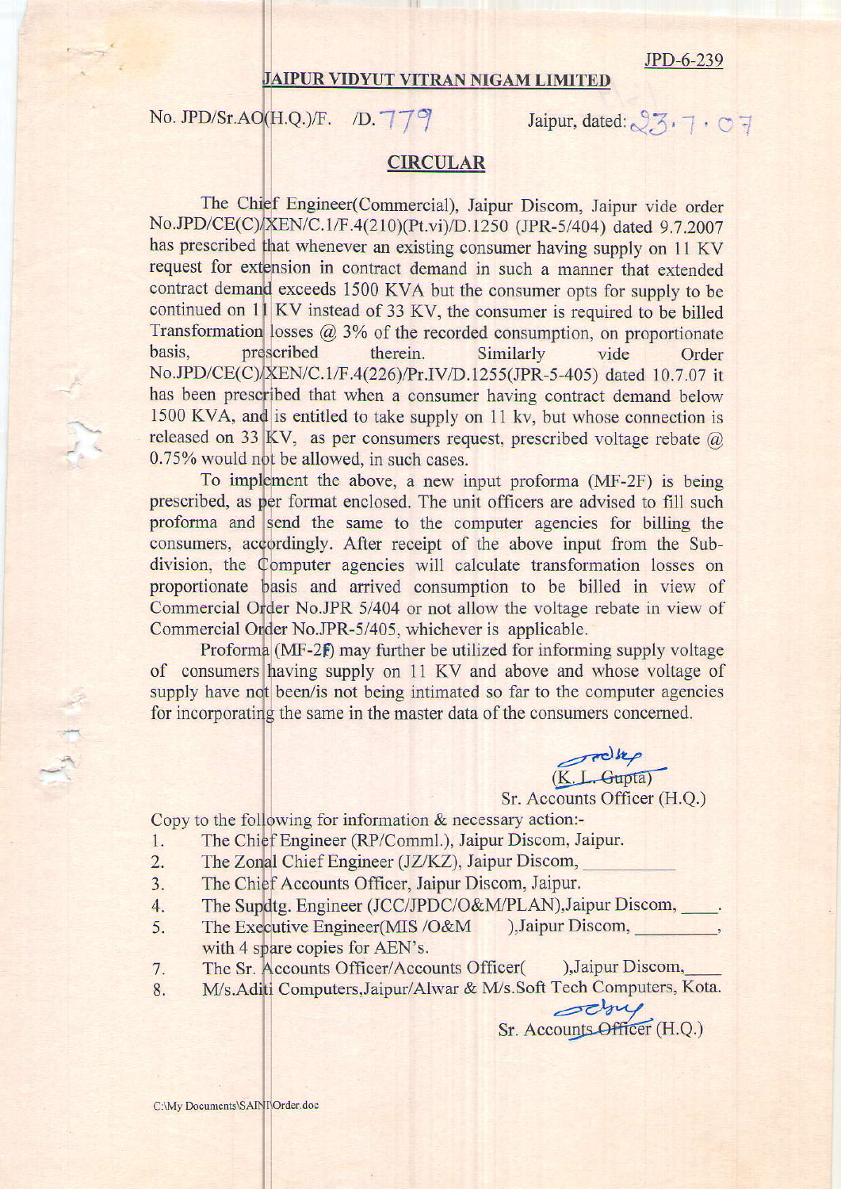JPD-6-239

# JAIPUR VIDYUT VITRAN NIGAM LIMITED

No. JPD/Sr.AO(H.Q.)/F. /D. 779 Jaipur, dated: 23.7.07

## CIRCULAR

The Chief Engineer(Commercial), Jaipur Discom, Jaipur vide order No.JPD/CE(C)/XEN/C.1/F.4(210)(Pt.vi)/D.1250 (JPR-5/404) dated 9.7.2007 has prescribed that whenever an existing consumer having supply on 11 KV request for extension in contract demand in such a manner that extended contract demand exceeds 1500 KVA but the consumer opts for supply to be continued on 11 KV instead of 33 KV, the consumer is required to be billed Transformation losses @ 3% of the recorded consumption, on proportionate basis, prescribed therein. Similarly vide Order No.JPD/CE(C)/XEN/C.1/F.4(226)/Pr.IV/D.1255(JPR-5-405) dated 10.7.07 it has been prescribed that when a consumer having contract demand below 1500 KVA, and is entitled to take supply on 11 kv, but whose connection is released on 33 KV, as per consumers request, prescribed voltage rebate @ 0.75% would not be allowed, in such cases.

To implement the above, a new input proforma (MF-2F) is being prescribed, as per format enclosed. The unit officers are advised to fill such proforma and send the same to the computer agencies for billing the consumers, accordingly. After receipt of the above input from the Sub-division, the Computer agencies will calculate transformation losses on proportionate basis and arrived consumption to be billed in view of Commercial Order No.JPR 5/404 or not allow the voltage rebate in view of Commercial Order No.JPR-5/405, whichever is applicable.

Proforma (MF-2F) may further be utilized for informing supply voltage of consumers having supply on 11 KV and above and whose voltage of supply have not been/is not being intimated so far to the computer agencies for incorporating the same in the master data of the consumers concerned.

(K. L. Gupta)
Sr. Accounts Officer (H.Q.)

Copy to the following for information & necessary action:-

1. The Chief Engineer (RP/Comml.), Jaipur Discom, Jaipur.
2. The Zonal Chief Engineer (JZ/KZ), Jaipur Discom, \_\_\_\_\_\_\_\_
3. The Chief Accounts Officer, Jaipur Discom, Jaipur.
4. The Supdtg. Engineer (JCC/JPDC/O&M/PLAN),Jaipur Discom, \_\_\_\_.
5. The Executive Engineer(MIS /O&M ),Jaipur Discom, \_\_\_\_\_\_\_\_, with 4 spare copies for AEN's.
7. The Sr. Accounts Officer/Accounts Officer( ),Jaipur Discom,\_\_\_\_
8. M/s.Aditi Computers,Jaipur/Alwar & M/s.Soft Tech Computers, Kota.

Sr. Accounts Officer (H.Q.)

C:\My Documents\SAINI\Order.doc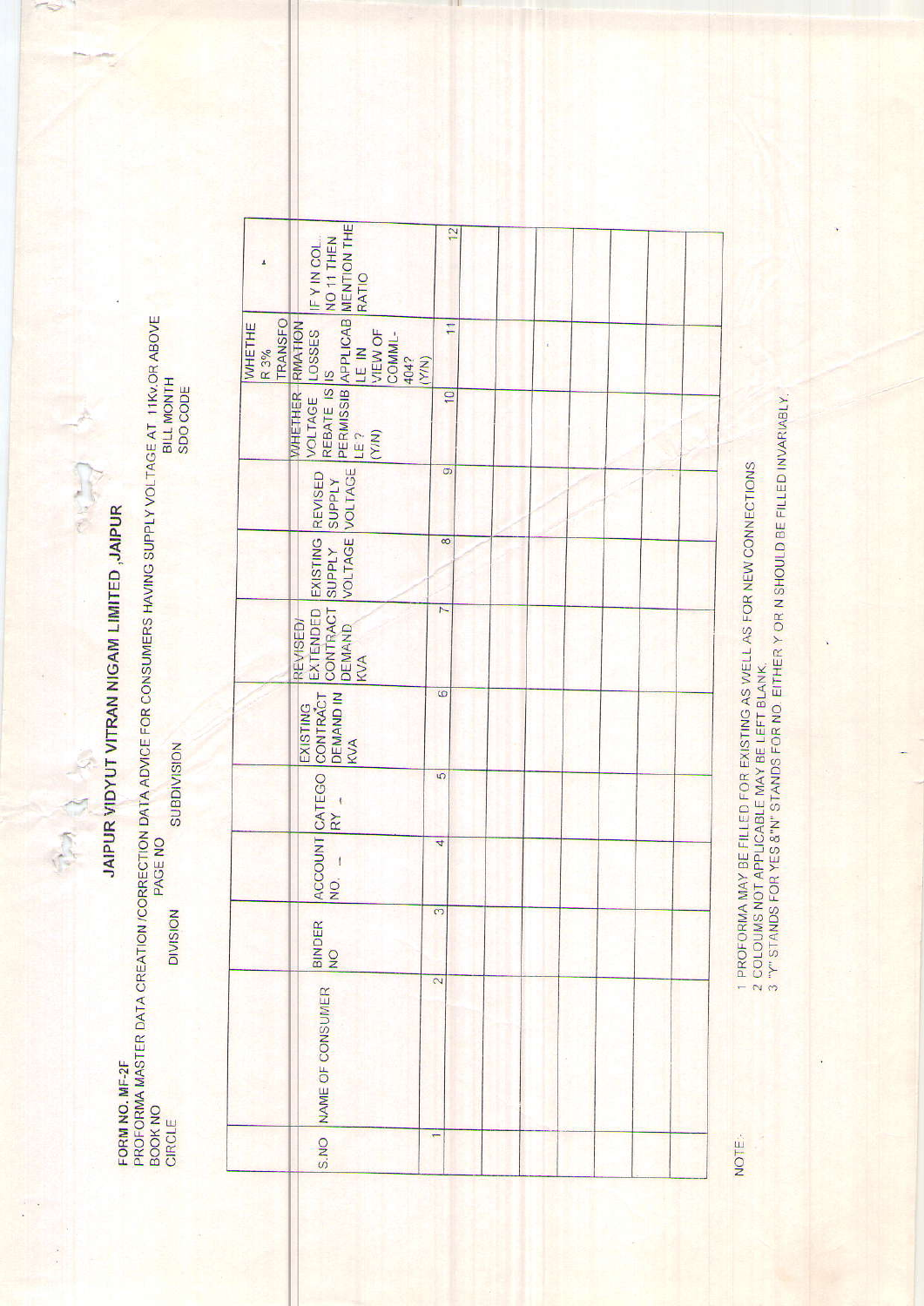FORM NO. MF-2F

# JAIPUR VIDYUT VITRAN NIGAM LIMITED ,JAIPUR

PROFORMA MASTER DATA CREATION /CORRECTION DATA ADVICE FOR CONSUMERS HAVING SUPPLY VOLTAGE AT 11Kv OR ABOVE

BOOK NO PAGE NO BILL MONTH

CIRCLE DIVISION SUBDIVISION SDO CODE

| S.NO | NAME OF CONSUMER | BINDER NO | ACCOUNT NO. | CATEGORY | EXISTING CONTRACT DEMAND IN KVA | REVISED/ EXTENDED CONTRACT DEMAND KVA | EXISTING SUPPLY VOLTAGE | REVISED SUPPLY VOLTAGE | WHETHER VOLTAGE REBATE IS PERMISSIBLE ? (Y/N) | WHETHER 3% TRANSFORMATION LOSSES IS APPLICABLE IN VIEW OF COMML-404? (Y/N) | IF Y IN COL. NO 11 THEN MENTION THE RATIO |
|---|---|---|---|---|---|---|---|---|---|---|---|
| 1 | 2 | 3 | 4 | 5 | 6 | 7 | 8 | 9 | 10 | 11 | 12 |
| | | | | | | | | | | | |
| | | | | | | | | | | | |
| | | | | | | | | | | | |
| | | | | | | | | | | | |
| | | | | | | | | | | | |
| | | | | | | | | | | | |
| | | | | | | | | | | | |

NOTE:-

1. PROFORMA MAY BE FILLED FOR EXISTING AS WELL AS FOR NEW CONNECTIONS
2. COLOUMS NOT APPLICABLE MAY BE LEFT BLANK.
3. "Y" STANDS FOR YES & "N" STANDS FOR NO. EITHER Y OR N SHOULD BE FILLED INVARIABLY.